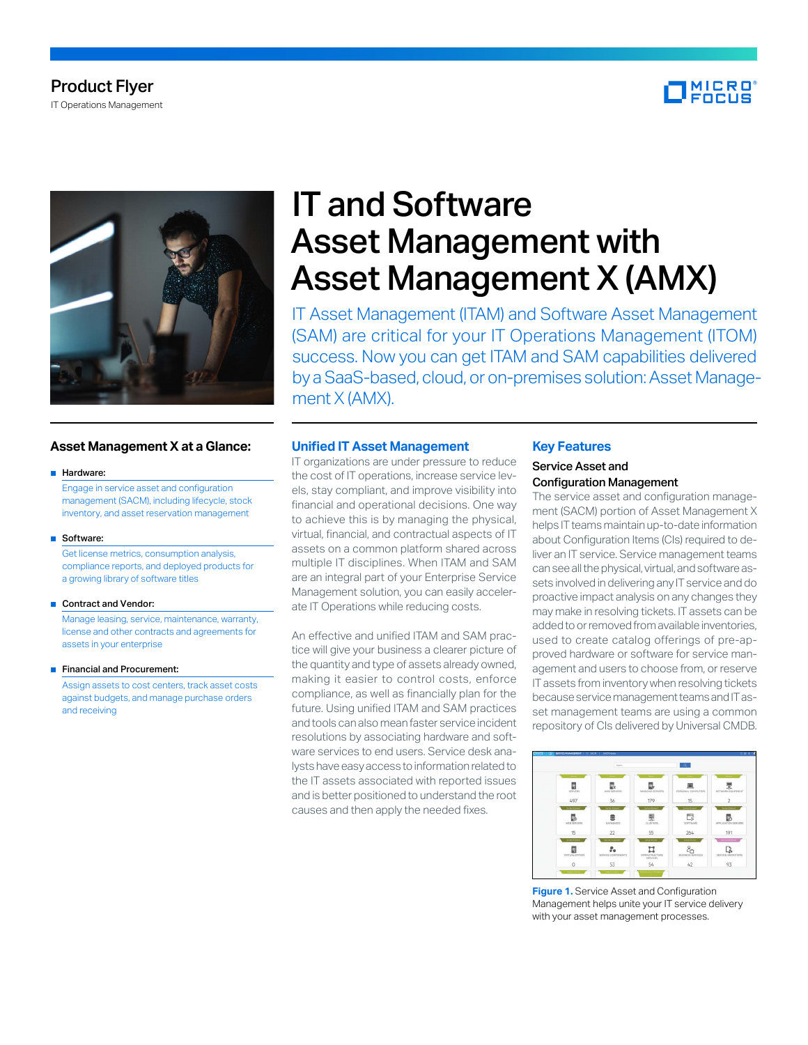Product Flyer

IT Operations Management

# IT and Software Asset Management with Asset Management X (AMX)

IT Asset Management (ITAM) and Software Asset Management (SAM) are critical for your IT Operations Management (ITOM) success. Now you can get ITAM and SAM capabilities delivered by a SaaS-based, cloud, or on-premises solution: Asset Management X (AMX).

## Asset Management X at a Glance:

- **Hardware:**
  Engage in service asset and configuration management (SACM), including lifecycle, stock inventory, and asset reservation management
- **Software:**
  Get license metrics, consumption analysis, compliance reports, and deployed products for a growing library of software titles
- **Contract and Vendor:**
  Manage leasing, service, maintenance, warranty, license and other contracts and agreements for assets in your enterprise
- **Financial and Procurement:**
  Assign assets to cost centers, track asset costs against budgets, and manage purchase orders and receiving

## Unified IT Asset Management

IT organizations are under pressure to reduce the cost of IT operations, increase service levels, stay compliant, and improve visibility into financial and operational decisions. One way to achieve this is by managing the physical, virtual, financial, and contractual aspects of IT assets on a common platform shared across multiple IT disciplines. When ITAM and SAM are an integral part of your Enterprise Service Management solution, you can easily accelerate IT Operations while reducing costs.

An effective and unified ITAM and SAM practice will give your business a clearer picture of the quantity and type of assets already owned, making it easier to control costs, enforce compliance, as well as financially plan for the future. Using unified ITAM and SAM practices and tools can also mean faster service incident resolutions by associating hardware and software services to end users. Service desk analysts have easy access to information related to the IT assets associated with reported issues and is better positioned to understand the root causes and then apply the needed fixes.

## Key Features

### Service Asset and Configuration Management

The service asset and configuration management (SACM) portion of Asset Management X helps IT teams maintain up-to-date information about Configuration Items (CIs) required to deliver an IT service. Service management teams can see all the physical, virtual, and software assets involved in delivering any IT service and do proactive impact analysis on any changes they may make in resolving tickets. IT assets can be added to or removed from available inventories, used to create catalog offerings of pre-approved hardware or software for service management and users to choose from, or reserve IT assets from inventory when resolving tickets because service management teams and IT asset management teams are using a common repository of CIs delivered by Universal CMDB.

**Figure 1.** Service Asset and Configuration Management helps unite your IT service delivery with your asset management processes.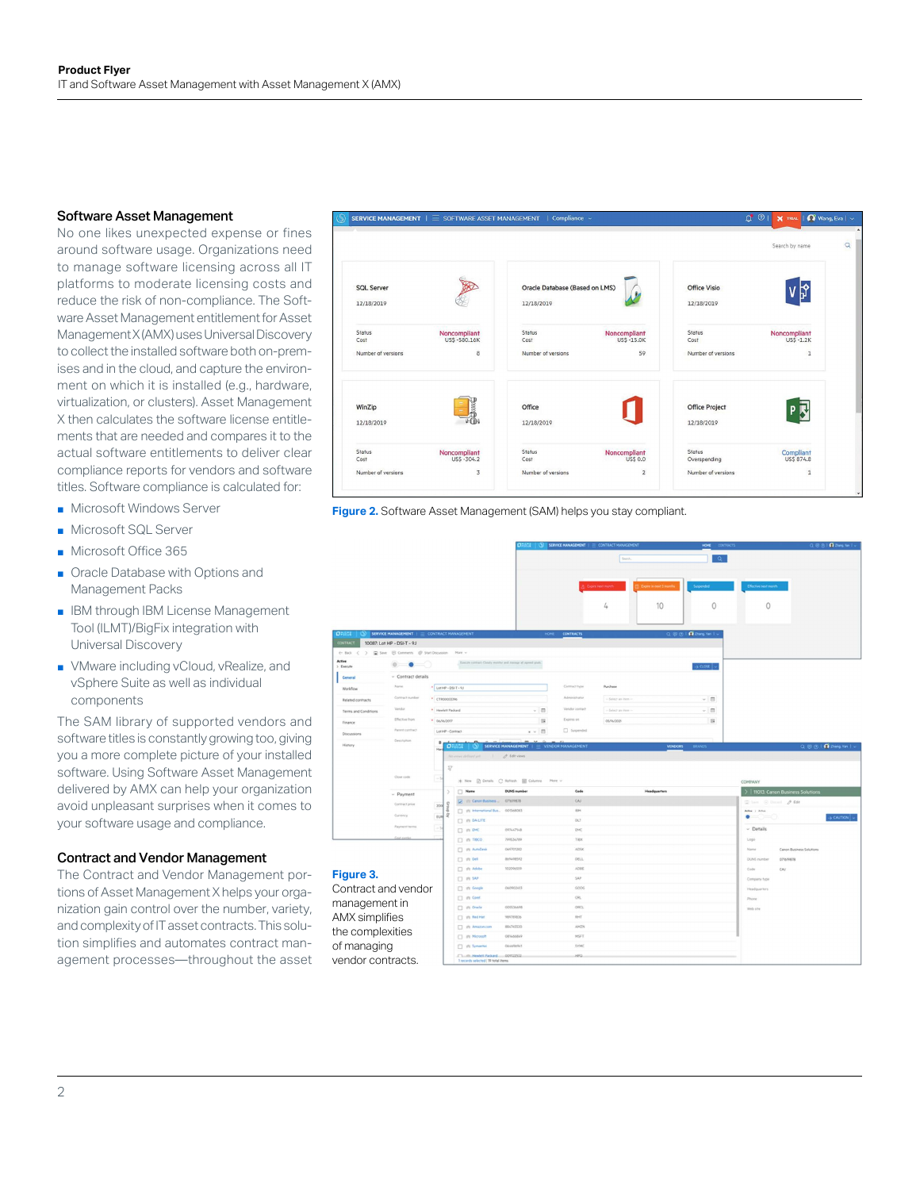## Software Asset Management

No one likes unexpected expense or fines around software usage. Organizations need to manage software licensing across all IT platforms to moderate licensing costs and reduce the risk of non-compliance. The Software Asset Management entitlement for Asset Management X (AMX) uses Universal Discovery to collect the installed software both on-premises and in the cloud, and capture the environment on which it is installed (e.g., hardware, virtualization, or clusters). Asset Management X then calculates the software license entitlements that are needed and compares it to the actual software entitlements to deliver clear compliance reports for vendors and software titles. Software compliance is calculated for:

- Microsoft Windows Server
- Microsoft SQL Server
- Microsoft Office 365
- Oracle Database with Options and Management Packs
- IBM through IBM License Management Tool (ILMT)/BigFix integration with Universal Discovery
- VMware including vCloud, vRealize, and vSphere Suite as well as individual components

The SAM library of supported vendors and software titles is constantly growing too, giving you a more complete picture of your installed software. Using Software Asset Management delivered by AMX can help your organization avoid unpleasant surprises when it comes to your software usage and compliance.

**Figure 2.** Software Asset Management (SAM) helps you stay compliant.

## Contract and Vendor Management

The Contract and Vendor Management portions of Asset Management X helps your organization gain control over the number, variety, and complexity of IT asset contracts. This solution simplifies and automates contract management processes—throughout the asset

**Figure 3.** Contract and vendor management in AMX simplifies the complexities of managing vendor contracts.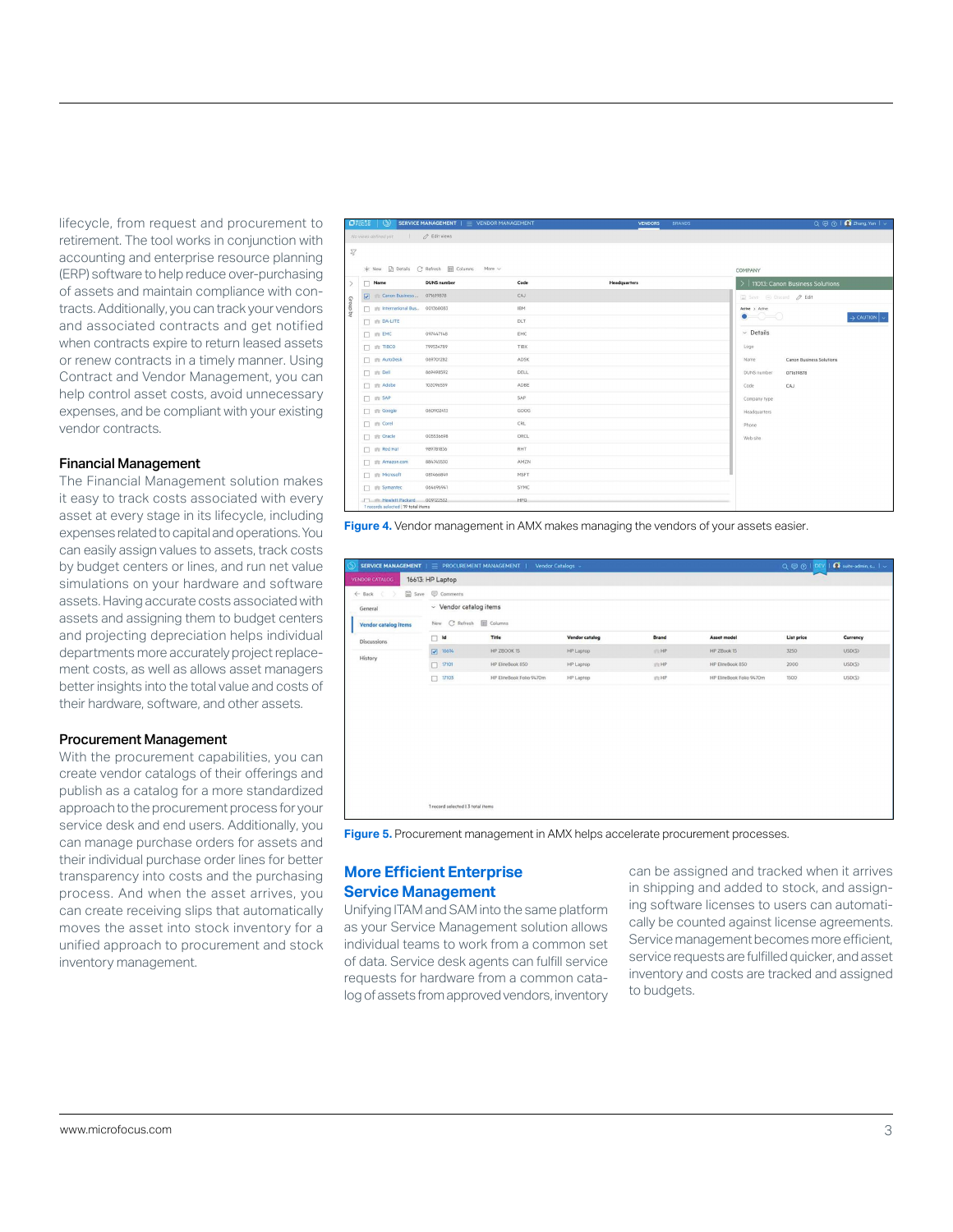lifecycle, from request and procurement to retirement. The tool works in conjunction with accounting and enterprise resource planning (ERP) software to help reduce over-purchasing of assets and maintain compliance with contracts. Additionally, you can track your vendors and associated contracts and get notified when contracts expire to return leased assets or renew contracts in a timely manner. Using Contract and Vendor Management, you can help control asset costs, avoid unnecessary expenses, and be compliant with your existing vendor contracts.

### Financial Management

The Financial Management solution makes it easy to track costs associated with every asset at every stage in its lifecycle, including expenses related to capital and operations. You can easily assign values to assets, track costs by budget centers or lines, and run net value simulations on your hardware and software assets. Having accurate costs associated with assets and assigning them to budget centers and projecting depreciation helps individual departments more accurately project replacement costs, as well as allows asset managers better insights into the total value and costs of their hardware, software, and other assets.

### Procurement Management

With the procurement capabilities, you can create vendor catalogs of their offerings and publish as a catalog for a more standardized approach to the procurement process for your service desk and end users. Additionally, you can manage purchase orders for assets and their individual purchase order lines for better transparency into costs and the purchasing process. And when the asset arrives, you can create receiving slips that automatically moves the asset into stock inventory for a unified approach to procurement and stock inventory management.

**Figure 4.** Vendor management in AMX makes managing the vendors of your assets easier.

**Figure 5.** Procurement management in AMX helps accelerate procurement processes.

## More Efficient Enterprise Service Management

Unifying ITAM and SAM into the same platform as your Service Management solution allows individual teams to work from a common set of data. Service desk agents can fulfill service requests for hardware from a common catalog of assets from approved vendors, inventory can be assigned and tracked when it arrives in shipping and added to stock, and assigning software licenses to users can automatically be counted against license agreements. Service management becomes more efficient, service requests are fulfilled quicker, and asset inventory and costs are tracked and assigned to budgets.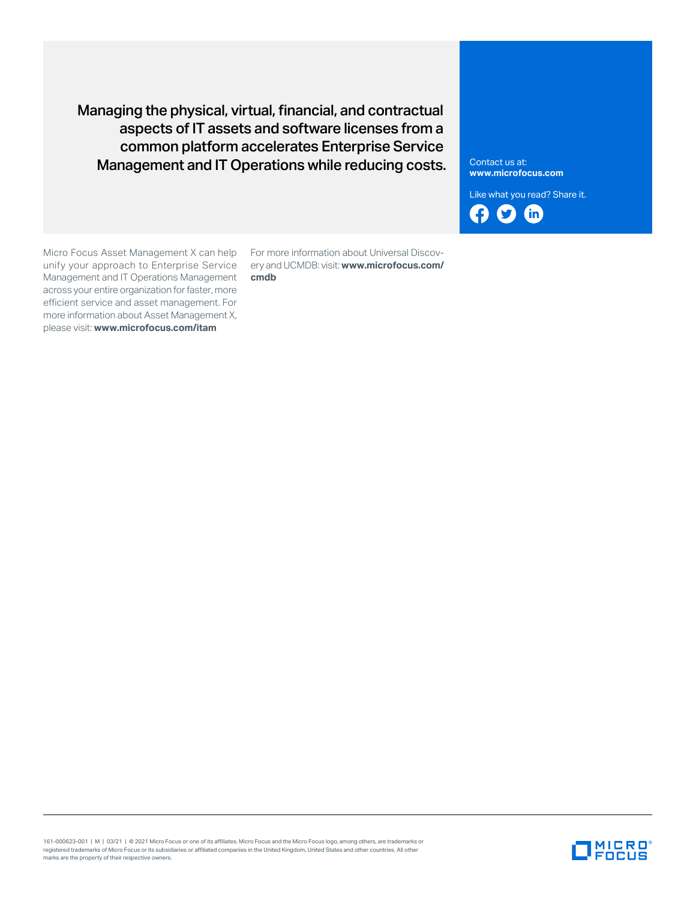**Managing the physical, virtual, financial, and contractual aspects of IT assets and software licenses from a common platform accelerates Enterprise Service Management and IT Operations while reducing costs.**

Contact us at:
**www.microfocus.com**

Like what you read? Share it.

Micro Focus Asset Management X can help unify your approach to Enterprise Service Management and IT Operations Management across your entire organization for faster, more efficient service and asset management. For more information about Asset Management X, please visit: **www.microfocus.com/itam**

For more information about Universal Discovery and UCMDB: visit: **www.microfocus.com/cmdb**

161-000623-001 | M | 03/21 | © 2021 Micro Focus or one of its affiliates. Micro Focus and the Micro Focus logo, among others, are trademarks or registered trademarks of Micro Focus or its subsidiaries or affiliated companies in the United Kingdom, United States and other countries. All other marks are the property of their respective owners.